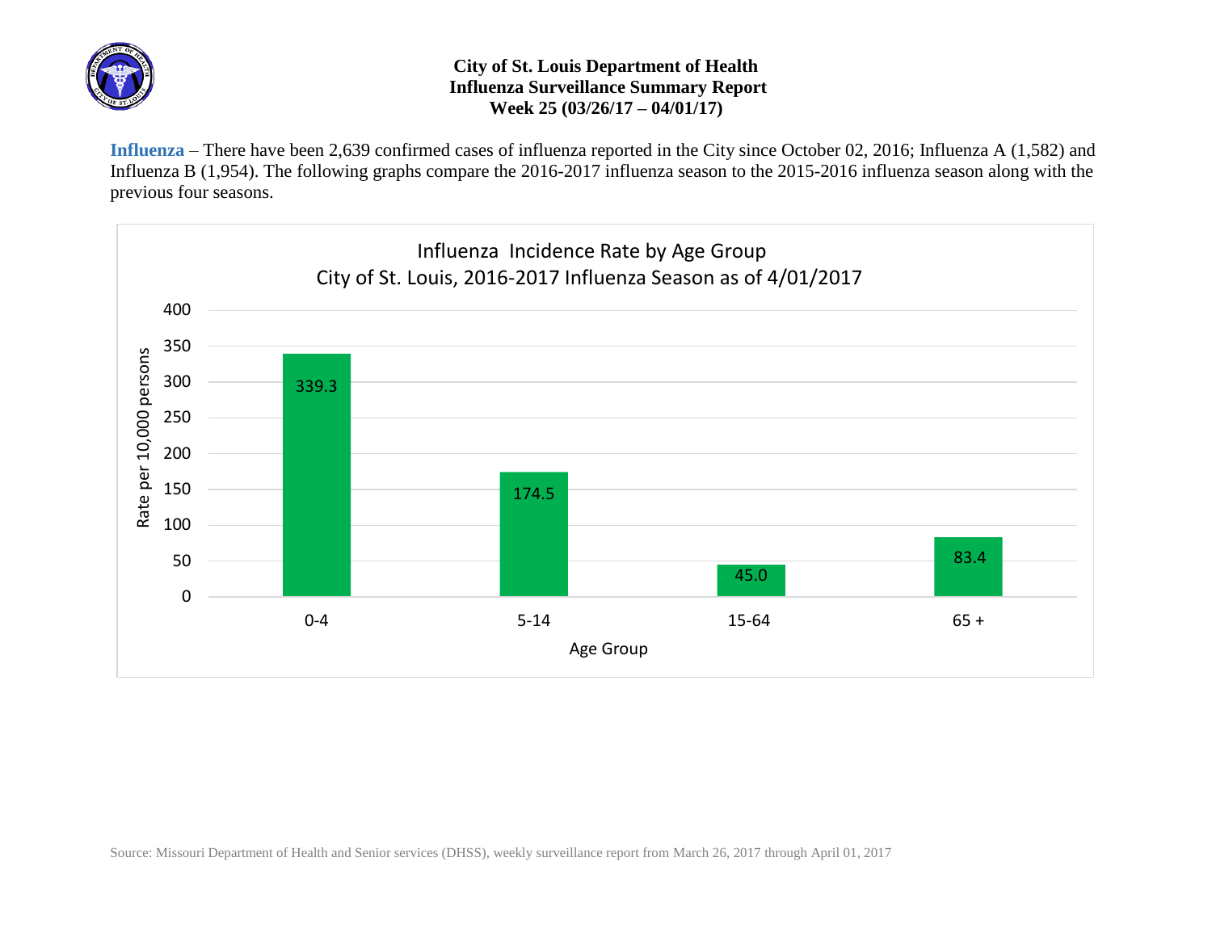**City of St. Louis Department of Health**
**Influenza Surveillance Summary Report**
**Week 25 (03/26/17 – 04/01/17)**

**Influenza** – There have been 2,639 confirmed cases of influenza reported in the City since October 02, 2016; Influenza A (1,582) and Influenza B (1,954). The following graphs compare the 2016-2017 influenza season to the 2015-2016 influenza season along with the previous four seasons.

Influenza Incidence Rate by Age Group
City of St. Louis, 2016-2017 Influenza Season as of 4/01/2017

| Age Group | Rate per 10,000 persons |
|---|---|
| 0-4 | 339.3 |
| 5-14 | 174.5 |
| 15-64 | 45.0 |
| 65 + | 83.4 |

Source: Missouri Department of Health and Senior services (DHSS), weekly surveillance report from March 26, 2017 through April 01, 2017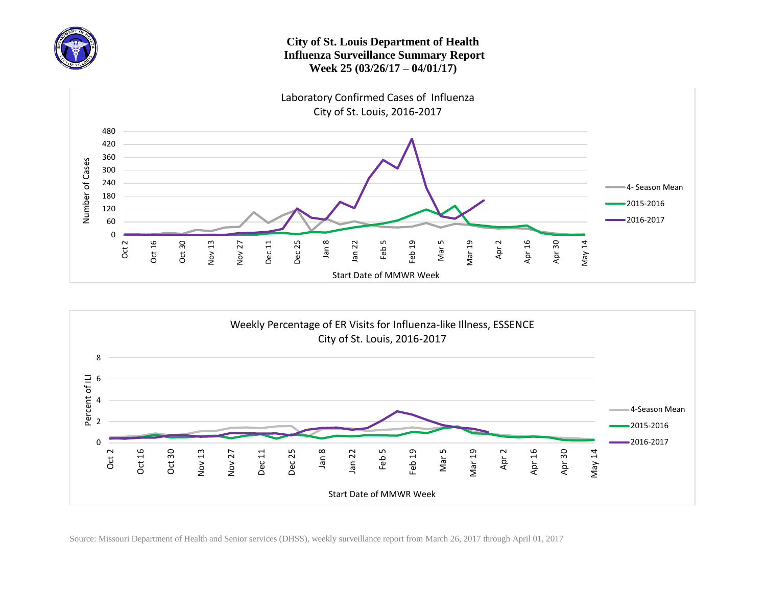**City of St. Louis Department of Health**
**Influenza Surveillance Summary Report**
**Week 25 (03/26/17 – 04/01/17)**

Laboratory Confirmed Cases of Influenza
City of St. Louis, 2016-2017

Number of Cases

480
420
360
300
240
180
120
60
0

Oct 2, Oct 16, Oct 30, Nov 13, Nov 27, Dec 11, Dec 25, Jan 8, Jan 22, Feb 5, Feb 19, Mar 5, Mar 19, Apr 2, Apr 16, Apr 30, May 14

Start Date of MMWR Week

4- Season Mean
2015-2016
2016-2017

Weekly Percentage of ER Visits for Influenza-like Illness, ESSENCE
City of St. Louis, 2016-2017

Percent of ILI

8
6
4
2
0

Oct 2, Oct 16, Oct 30, Nov 13, Nov 27, Dec 11, Dec 25, Jan 8, Jan 22, Feb 5, Feb 19, Mar 5, Mar 19, Apr 2, Apr 16, Apr 30, May 14

Start Date of MMWR Week

4-Season Mean
2015-2016
2016-2017

Source: Missouri Department of Health and Senior services (DHSS), weekly surveillance report from March 26, 2017 through April 01, 2017